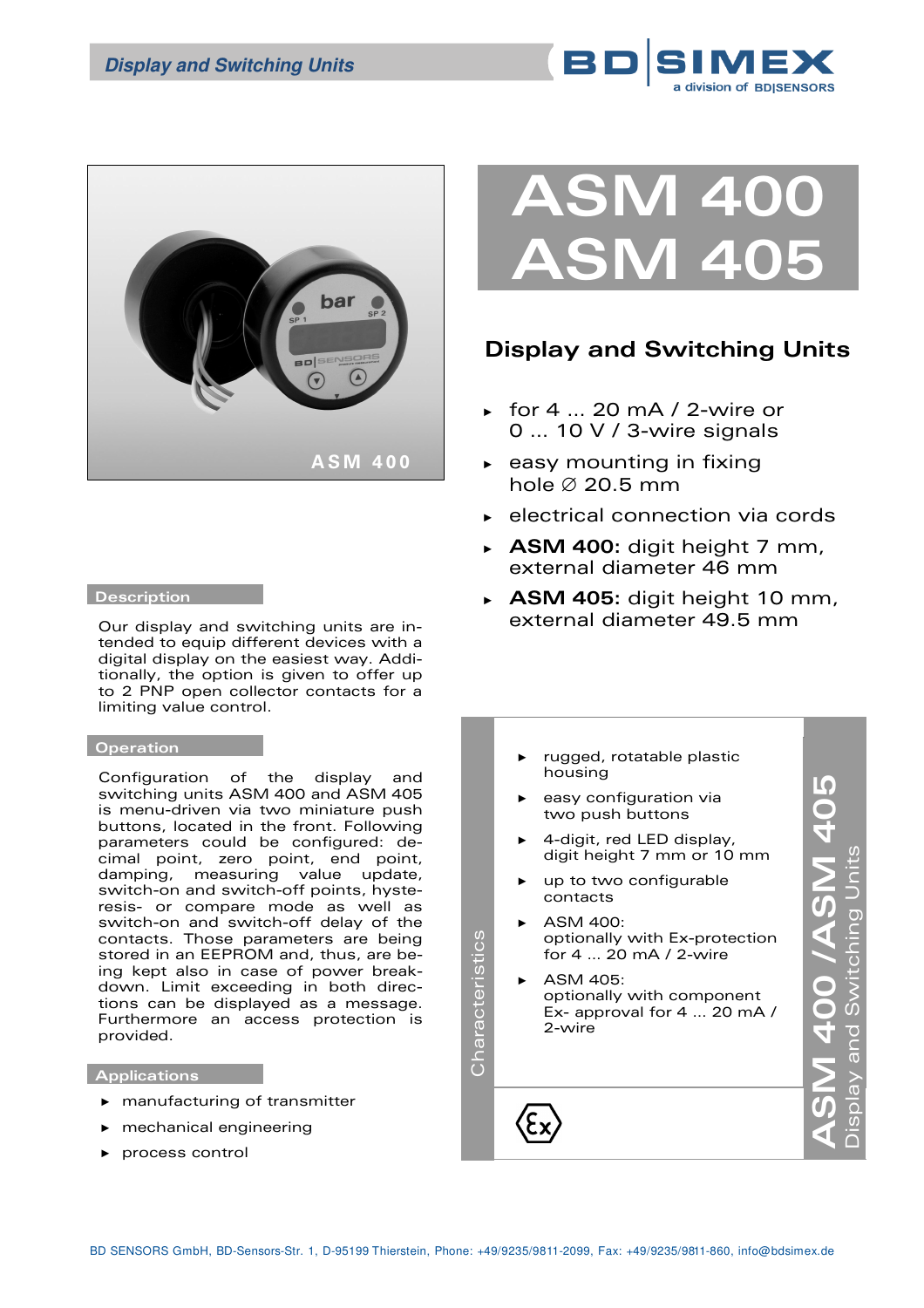# ASM 400
# ASM 405

## Display and Switching Units

- for 4 ... 20 mA / 2-wire or 0 ... 10 V / 3-wire signals
- easy mounting in fixing hole ∅ 20.5 mm
- electrical connection via cords
- **ASM 400:** digit height 7 mm, external diameter 46 mm
- **ASM 405:** digit height 10 mm, external diameter 49.5 mm

### Description

Our display and switching units are intended to equip different devices with a digital display on the easiest way. Additionally, the option is given to offer up to 2 PNP open collector contacts for a limiting value control.

### Operation

Configuration of the display and switching units ASM 400 and ASM 405 is menu-driven via two miniature push buttons, located in the front. Following parameters could be configured: decimal point, zero point, end point, damping, measuring value update, switch-on and switch-off points, hysteresis- or compare mode as well as switch-on and switch-off delay of the contacts. Those parameters are being stored in an EEPROM and, thus, are being kept also in case of power breakdown. Limit exceeding in both directions can be displayed as a message. Furthermore an access protection is provided.

### Applications

- manufacturing of transmitter
- mechanical engineering
- process control

### Characteristics

- rugged, rotatable plastic housing
- easy configuration via two push buttons
- 4-digit, red LED display, digit height 7 mm or 10 mm
- up to two configurable contacts
- ASM 400: optionally with Ex-protection for 4 ... 20 mA / 2-wire
- ASM 405: optionally with component Ex- approval for 4 ... 20 mA / 2-wire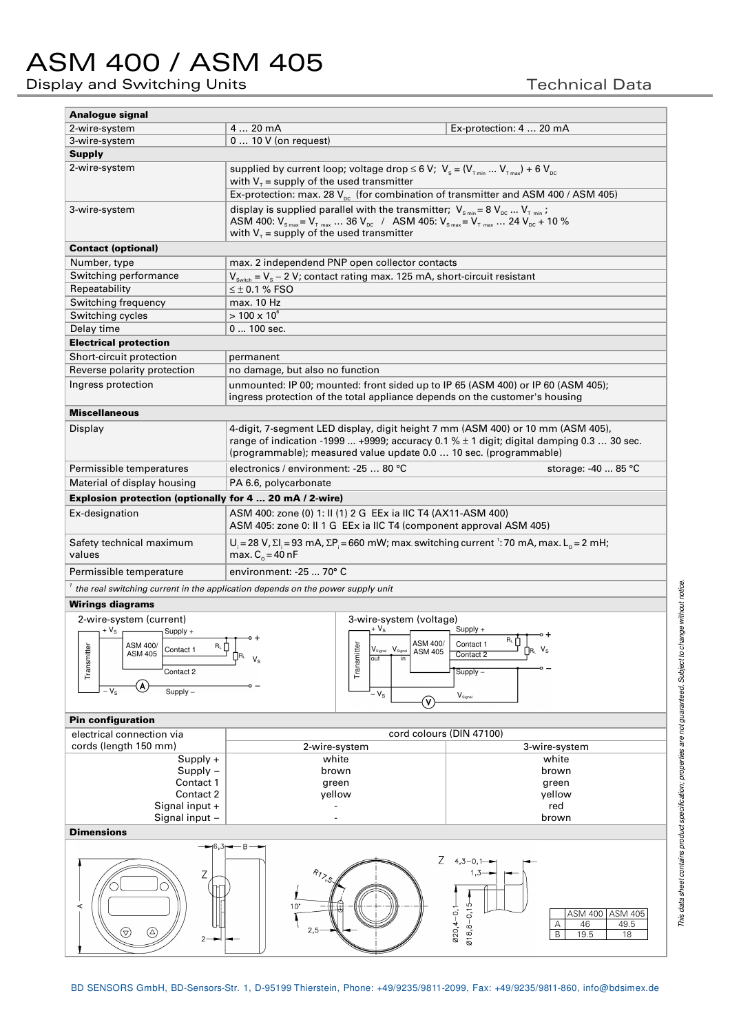# ASM 400 / ASM 405

Display and Switching Units

Technical Data

| | | |
|---|---|---|
| **Analogue signal** | | |
| 2-wire-system | 4 ... 20 mA | Ex-protection: 4 ... 20 mA |
| 3-wire-system | 0 ... 10 V (on request) | |
| **Supply** | | |
| 2-wire-system | supplied by current loop; voltage drop ≤ 6 V; $V_S = (V_{T\,min} \ldots V_{T\,max}) + 6\ V_{DC}$ with $V_T$ = supply of the used transmitter | |
| | Ex-protection: max. 28 $V_{DC}$ (for combination of transmitter and ASM 400 / ASM 405) | |
| 3-wire-system | display is supplied parallel with the transmitter; $V_{S\,min} = 8\ V_{DC} \ldots V_{T\,min}$; ASM 400: $V_{S\,max} = V_{T\,max} \ldots 36\ V_{DC}$ / ASM 405: $V_{S\,max} = V_{T\,max} \ldots 24\ V_{DC}$ + 10 % with $V_T$ = supply of the used transmitter | |
| **Contact (optional)** | | |
| Number, type | max. 2 independend PNP open collector contacts | |
| Switching performance | $V_{Switch} = V_S - 2$ V; contact rating max. 125 mA, short-circuit resistant | |
| Repeatability | ≤ ± 0.1 % FSO | |
| Switching frequency | max. 10 Hz | |
| Switching cycles | > 100 x $10^6$ | |
| Delay time | 0 ... 100 sec. | |
| **Electrical protection** | | |
| Short-circuit protection | permanent | |
| Reverse polarity protection | no damage, but also no function | |
| Ingress protection | unmounted: IP 00; mounted: front sided up to IP 65 (ASM 400) or IP 60 (ASM 405); ingress protection of the total appliance depends on the customer's housing | |
| **Miscellaneous** | | |
| Display | 4-digit, 7-segment LED display, digit height 7 mm (ASM 400) or 10 mm (ASM 405), range of indication -1999 ... +9999; accuracy 0.1 % ± 1 digit; digital damping 0.3 ... 30 sec. (programmable); measured value update 0.0 ... 10 sec. (programmable) | |
| Permissible temperatures | electronics / environment: -25 ... 80 °C | storage: -40 ... 85 °C |
| Material of display housing | PA 6.6, polycarbonate | |
| **Explosion protection (optionally for 4 ... 20 mA / 2-wire)** | | |
| Ex-designation | ASM 400: zone (0) 1: II (1) 2 G EEx ia IIC T4 (AX11-ASM 400) ASM 405: zone 0: II 1 G EEx ia IIC T4 (component approval ASM 405) | |
| Safety technical maximum values | $U_i = 28$ V, $\Sigma I_i = 93$ mA, $\Sigma P_i = 660$ mW; max. switching current [1]: 70 mA, max. $L_o = 2$ mH; max. $C_o = 40$ nF | |
| Permissible temperature | environment: -25 ... 70° C | |

[1] *the real switching current in the application depends on the power supply unit*

**Wirings diagrams**

2-wire-system (current)

Transmitter, $+V_S$, $-V_S$, ASM 400/ ASM 405, Supply +, Contact 1, Contact 2, Supply –, $R_L$, $R_L$, $V_S$, A, +, –

3-wire-system (voltage)

Transmitter, $+V_S$, $-V_S$, $V_{Signal}$ out, $V_{Signal}$ in, ASM 400/ ASM 405, Supply +, Contact 1, Contact 2, Supply –, $R_L$, $R_L$, $V_S$, $V_{Signal}$, V, +, –

**Pin configuration**

| electrical connection via cords (length 150 mm) | cord colours (DIN 47100) | |
|---|---|---|
| | 2-wire-system | 3-wire-system |
| Supply + | white | white |
| Supply – | brown | brown |
| Contact 1 | green | green |
| Contact 2 | yellow | yellow |
| Signal input + | - | red |
| Signal input – | - | brown |

**Dimensions**

6,3, B, Z, A, 2, R17,5, 10°, 2,5, Z, 4,3–0,1, 1,3, Ø20,4–0,1, Ø18,8–0,15

| | ASM 400 | ASM 405 |
|---|---|---|
| A | 46 | 49.5 |
| B | 19.5 | 18 |

*This data sheet contains product specification; properties are not guaranteed. Subject to change without notice.*

BD SENSORS GmbH, BD-Sensors-Str. 1, D-95199 Thierstein, Phone: +49/9235/9811-2099, Fax: +49/9235/9811-860, info@bdsimex.de